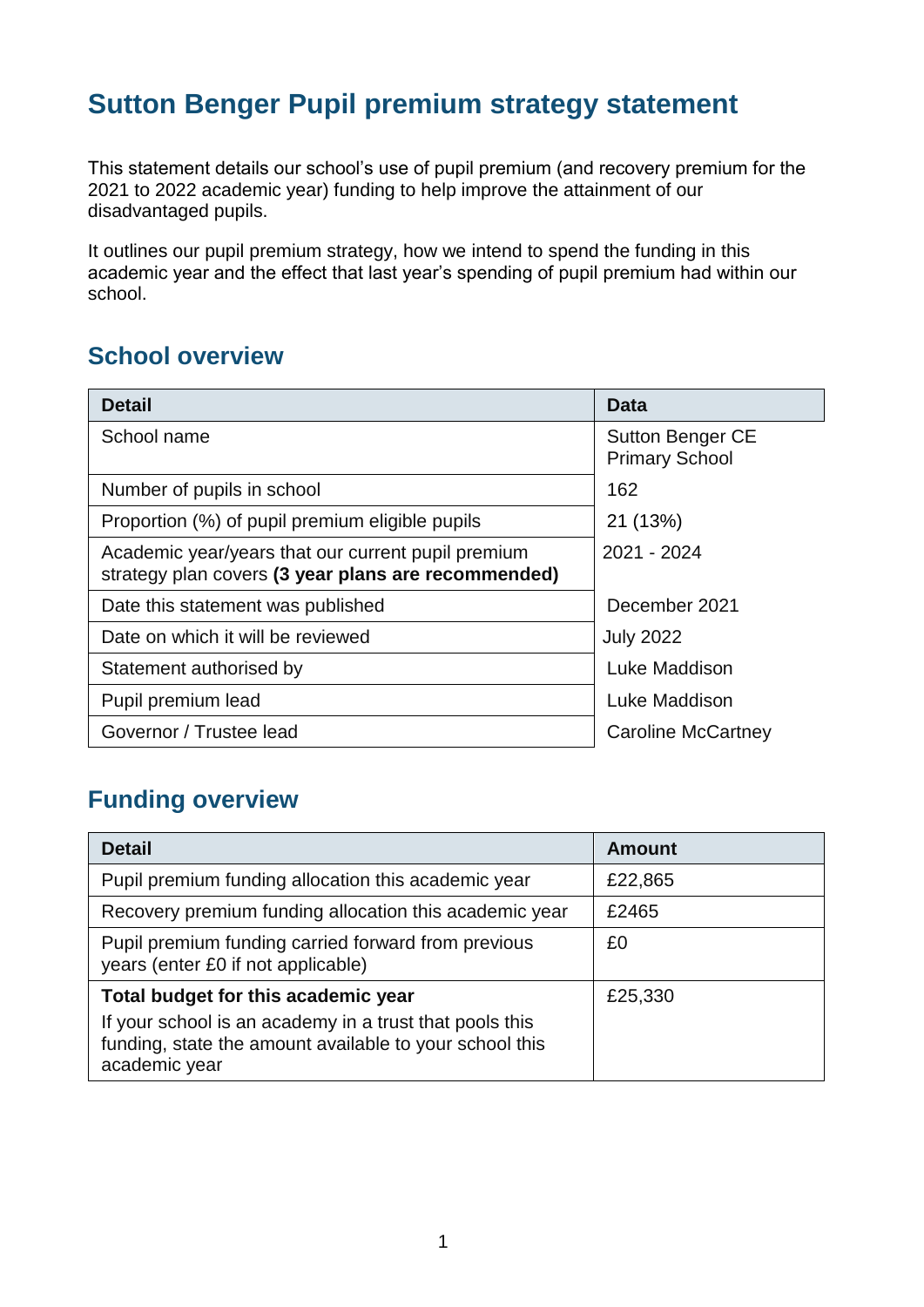# Sutton Benger Pupil premium strategy statement

This statement details our school's use of pupil premium (and recovery premium for the 2021 to 2022 academic year) funding to help improve the attainment of our disadvantaged pupils.

It outlines our pupil premium strategy, how we intend to spend the funding in this academic year and the effect that last year's spending of pupil premium had within our school.

## School overview

| Detail | Data |
|---|---|
| School name | Sutton Benger CE Primary School |
| Number of pupils in school | 162 |
| Proportion (%) of pupil premium eligible pupils | 21 (13%) |
| Academic year/years that our current pupil premium strategy plan covers **(3 year plans are recommended)** | 2021 - 2024 |
| Date this statement was published | December 2021 |
| Date on which it will be reviewed | July 2022 |
| Statement authorised by | Luke Maddison |
| Pupil premium lead | Luke Maddison |
| Governor / Trustee lead | Caroline McCartney |

## Funding overview

| Detail | Amount |
|---|---|
| Pupil premium funding allocation this academic year | £22,865 |
| Recovery premium funding allocation this academic year | £2465 |
| Pupil premium funding carried forward from previous years (enter £0 if not applicable) | £0 |
| **Total budget for this academic year**<br>If your school is an academy in a trust that pools this funding, state the amount available to your school this academic year | £25,330 |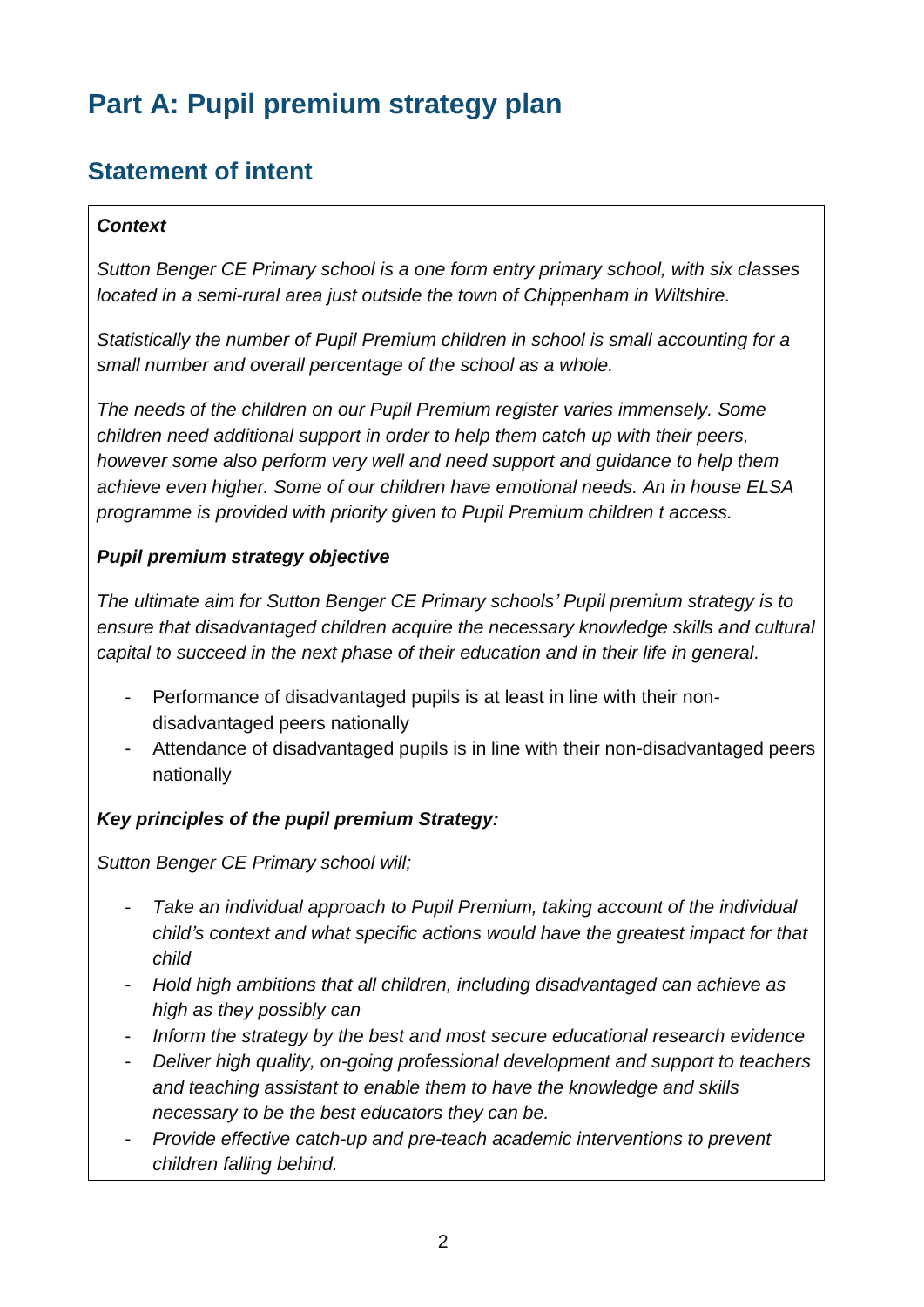# Part A: Pupil premium strategy plan

## Statement of intent

***Context***

*Sutton Benger CE Primary school is a one form entry primary school, with six classes located in a semi-rural area just outside the town of Chippenham in Wiltshire.*

*Statistically the number of Pupil Premium children in school is small accounting for a small number and overall percentage of the school as a whole.*

*The needs of the children on our Pupil Premium register varies immensely. Some children need additional support in order to help them catch up with their peers, however some also perform very well and need support and guidance to help them achieve even higher. Some of our children have emotional needs. An in house ELSA programme is provided with priority given to Pupil Premium children t access.*

***Pupil premium strategy objective***

*The ultimate aim for Sutton Benger CE Primary schools' Pupil premium strategy is to ensure that disadvantaged children acquire the necessary knowledge skills and cultural capital to succeed in the next phase of their education and in their life in general.*

- Performance of disadvantaged pupils is at least in line with their non-disadvantaged peers nationally
- Attendance of disadvantaged pupils is in line with their non-disadvantaged peers nationally

***Key principles of the pupil premium Strategy:***

*Sutton Benger CE Primary school will;*

- *Take an individual approach to Pupil Premium, taking account of the individual child's context and what specific actions would have the greatest impact for that child*
- *Hold high ambitions that all children, including disadvantaged can achieve as high as they possibly can*
- *Inform the strategy by the best and most secure educational research evidence*
- *Deliver high quality, on-going professional development and support to teachers and teaching assistant to enable them to have the knowledge and skills necessary to be the best educators they can be.*
- *Provide effective catch-up and pre-teach academic interventions to prevent children falling behind.*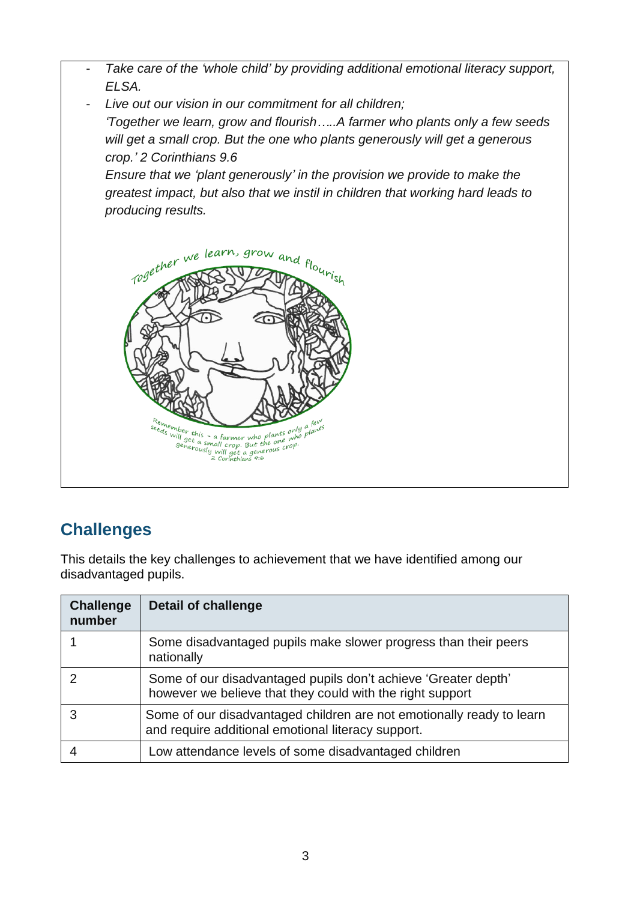- *Take care of the 'whole child' by providing additional emotional literacy support, ELSA.*
- *Live out our vision in our commitment for all children;*
  *'Together we learn, grow and flourish…..A farmer who plants only a few seeds will get a small crop. But the one who plants generously will get a generous crop.' 2 Corinthians 9.6*
  *Ensure that we 'plant generously' in the provision we provide to make the greatest impact, but also that we instil in children that working hard leads to producing results.*

Together we learn, grow and flourish

Remember this – a farmer who plants only a few seeds will get a small crop. But the one who plants generously will get a generous crop.
2 Corinthians 9:6

## Challenges

This details the key challenges to achievement that we have identified among our disadvantaged pupils.

| Challenge number | Detail of challenge |
|---|---|
| 1 | Some disadvantaged pupils make slower progress than their peers nationally |
| 2 | Some of our disadvantaged pupils don't achieve 'Greater depth' however we believe that they could with the right support |
| 3 | Some of our disadvantaged children are not emotionally ready to learn and require additional emotional literacy support. |
| 4 | Low attendance levels of some disadvantaged children |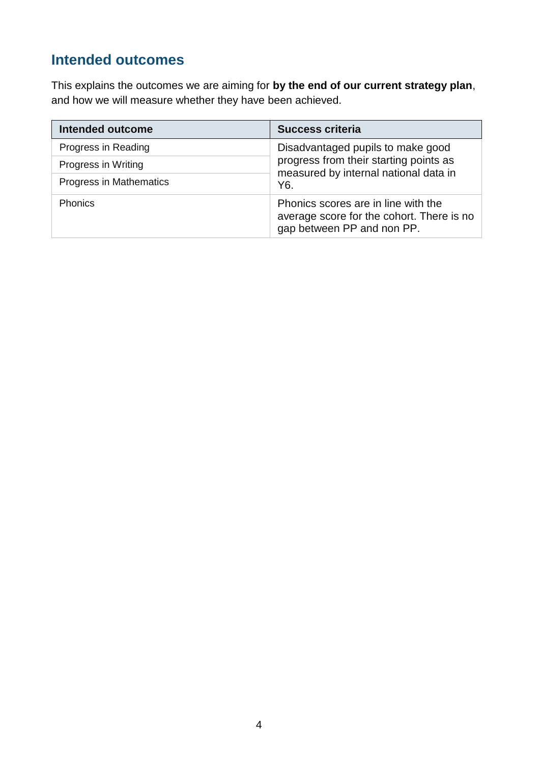## Intended outcomes

This explains the outcomes we are aiming for **by the end of our current strategy plan**, and how we will measure whether they have been achieved.

| Intended outcome | Success criteria |
| --- | --- |
| Progress in Reading | Disadvantaged pupils to make good progress from their starting points as measured by internal national data in Y6. |
| Progress in Writing | |
| Progress in Mathematics | |
| Phonics | Phonics scores are in line with the average score for the cohort. There is no gap between PP and non PP. |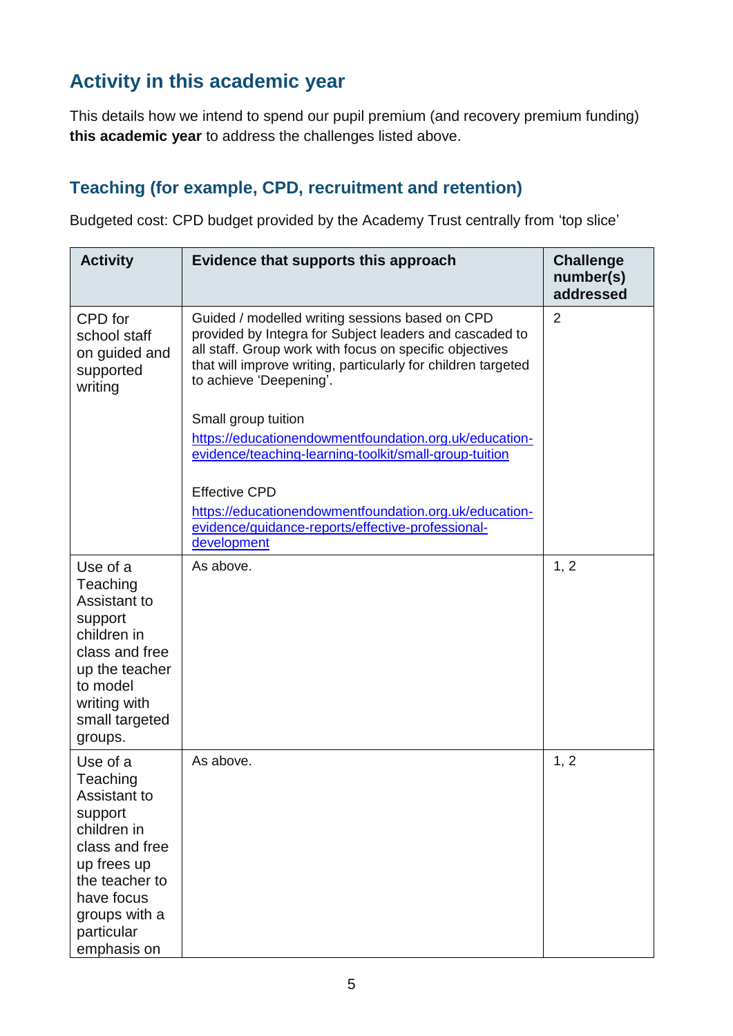## Activity in this academic year

This details how we intend to spend our pupil premium (and recovery premium funding) **this academic year** to address the challenges listed above.

### Teaching (for example, CPD, recruitment and retention)

Budgeted cost: CPD budget provided by the Academy Trust centrally from 'top slice'

| Activity | Evidence that supports this approach | Challenge number(s) addressed |
|---|---|---|
| CPD for school staff on guided and supported writing | Guided / modelled writing sessions based on CPD provided by Integra for Subject leaders and cascaded to all staff. Group work with focus on specific objectives that will improve writing, particularly for children targeted to achieve 'Deepening'.<br><br>Small group tuition<br>https://educationendowmentfoundation.org.uk/education-evidence/teaching-learning-toolkit/small-group-tuition<br><br>Effective CPD<br>https://educationendowmentfoundation.org.uk/education-evidence/guidance-reports/effective-professional-development | 2 |
| Use of a Teaching Assistant to support children in class and free up the teacher to model writing with small targeted groups. | As above. | 1, 2 |
| Use of a Teaching Assistant to support children in class and free up frees up the teacher to have focus groups with a particular emphasis on | As above. | 1, 2 |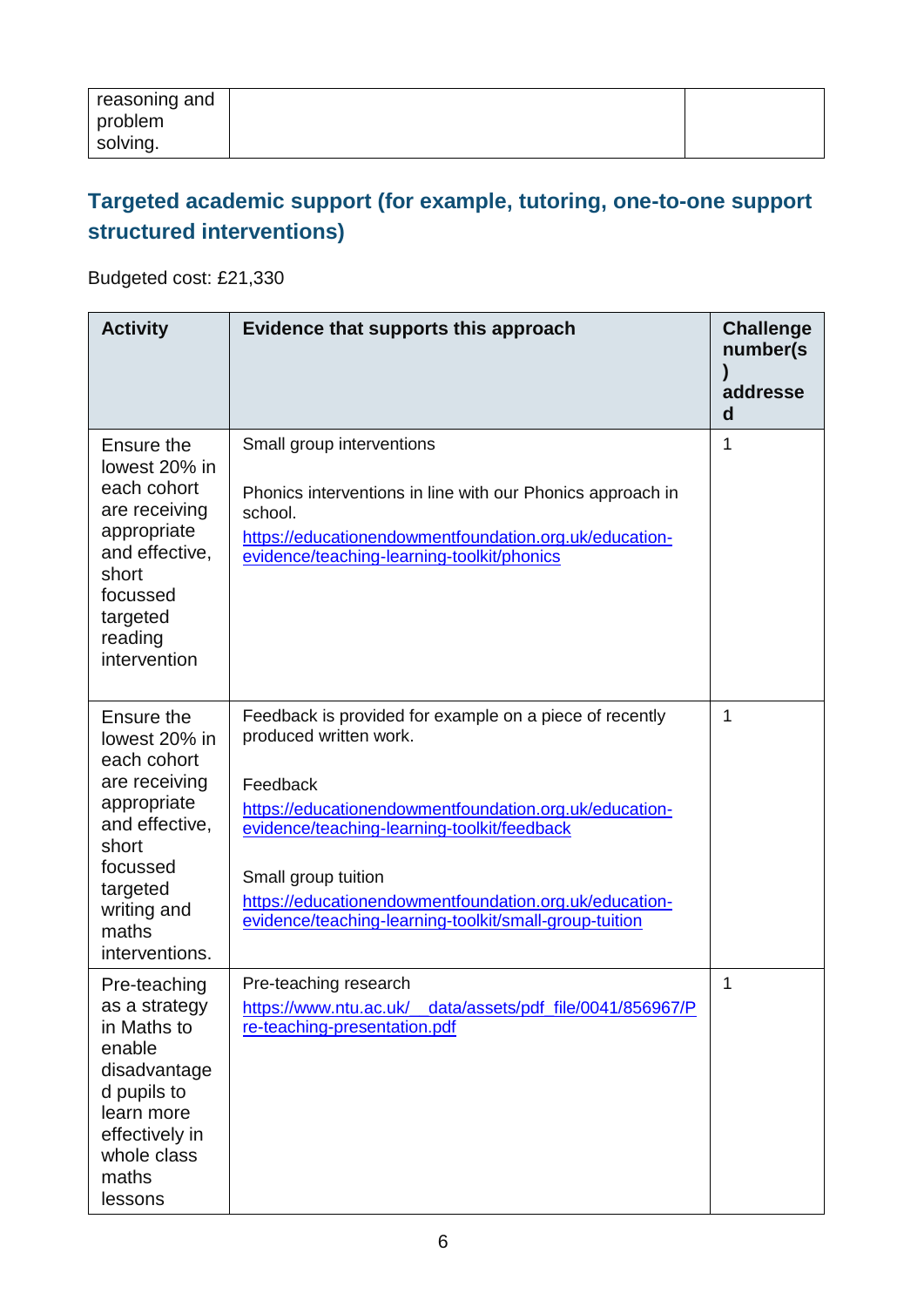| reasoning and problem solving. | | |
|---|---|---|

## Targeted academic support (for example, tutoring, one-to-one support structured interventions)

Budgeted cost: £21,330

| Activity | Evidence that supports this approach | Challenge number(s) addressed |
|---|---|---|
| Ensure the lowest 20% in each cohort are receiving appropriate and effective, short focussed targeted reading intervention | Small group interventions<br><br>Phonics interventions in line with our Phonics approach in school.<br>[https://educationendowmentfoundation.org.uk/education-evidence/teaching-learning-toolkit/phonics](https://educationendowmentfoundation.org.uk/education-evidence/teaching-learning-toolkit/phonics) | 1 |
| Ensure the lowest 20% in each cohort are receiving appropriate and effective, short focussed targeted writing and maths interventions. | Feedback is provided for example on a piece of recently produced written work.<br><br>Feedback<br>[https://educationendowmentfoundation.org.uk/education-evidence/teaching-learning-toolkit/feedback](https://educationendowmentfoundation.org.uk/education-evidence/teaching-learning-toolkit/feedback)<br><br>Small group tuition<br>[https://educationendowmentfoundation.org.uk/education-evidence/teaching-learning-toolkit/small-group-tuition](https://educationendowmentfoundation.org.uk/education-evidence/teaching-learning-toolkit/small-group-tuition) | 1 |
| Pre-teaching as a strategy in Maths to enable disadvantaged pupils to learn more effectively in whole class maths lessons | Pre-teaching research<br>[https://www.ntu.ac.uk/__data/assets/pdf_file/0041/856967/Pre-teaching-presentation.pdf](https://www.ntu.ac.uk/__data/assets/pdf_file/0041/856967/Pre-teaching-presentation.pdf) | 1 |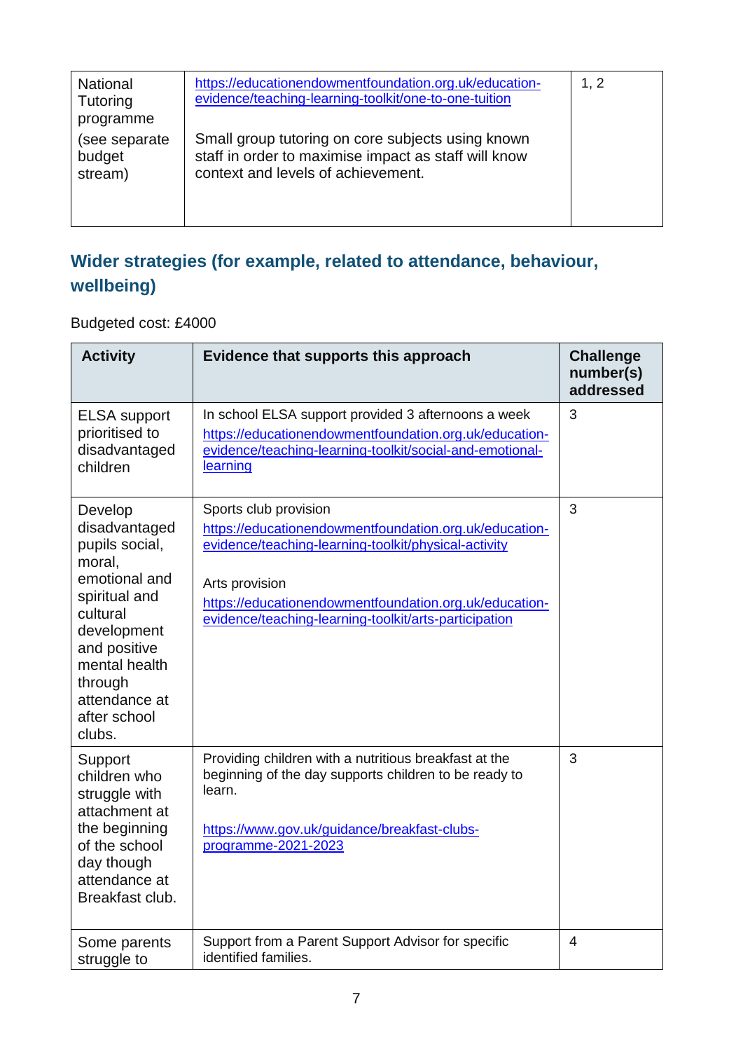| | | |
|---|---|---|
| National Tutoring programme (see separate budget stream) | https://educationendowmentfoundation.org.uk/education-evidence/teaching-learning-toolkit/one-to-one-tuition<br><br>Small group tutoring on core subjects using known staff in order to maximise impact as staff will know context and levels of achievement. | 1, 2 |

## Wider strategies (for example, related to attendance, behaviour, wellbeing)

Budgeted cost: £4000

| Activity | Evidence that supports this approach | Challenge number(s) addressed |
|---|---|---|
| ELSA support prioritised to disadvantaged children | In school ELSA support provided 3 afternoons a week<br>https://educationendowmentfoundation.org.uk/education-evidence/teaching-learning-toolkit/social-and-emotional-learning | 3 |
| Develop disadvantaged pupils social, moral, emotional and spiritual and cultural development and positive mental health through attendance at after school clubs. | Sports club provision<br>https://educationendowmentfoundation.org.uk/education-evidence/teaching-learning-toolkit/physical-activity<br><br>Arts provision<br>https://educationendowmentfoundation.org.uk/education-evidence/teaching-learning-toolkit/arts-participation | 3 |
| Support children who struggle with attachment at the beginning of the school day though attendance at Breakfast club. | Providing children with a nutritious breakfast at the beginning of the day supports children to be ready to learn.<br><br>https://www.gov.uk/guidance/breakfast-clubs-programme-2021-2023 | 3 |
| Some parents struggle to | Support from a Parent Support Advisor for specific identified families. | 4 |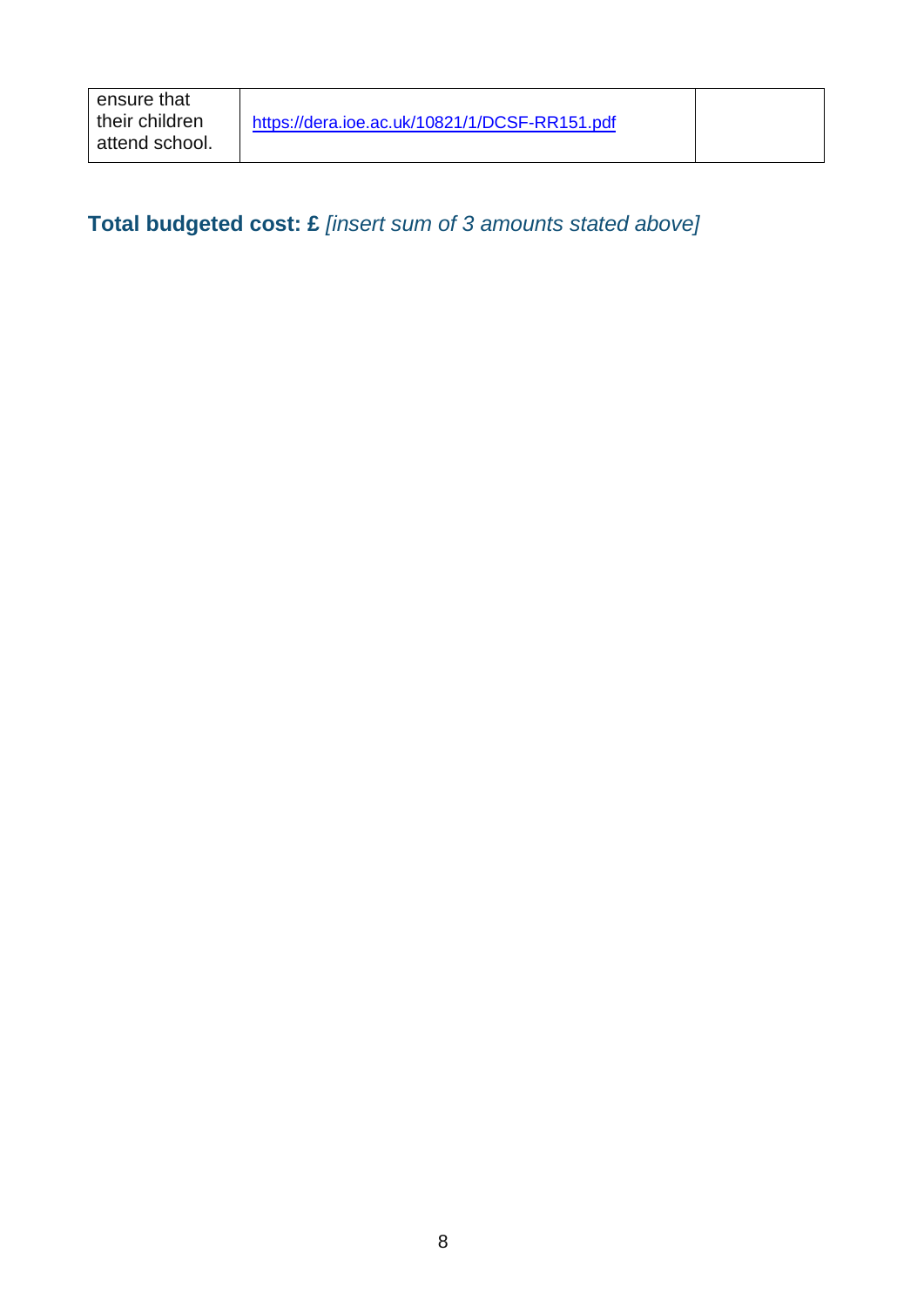| | | |
|---|---|---|
| ensure that their children attend school. | https://dera.ioe.ac.uk/10821/1/DCSF-RR151.pdf | |

**Total budgeted cost: £** *[insert sum of 3 amounts stated above]*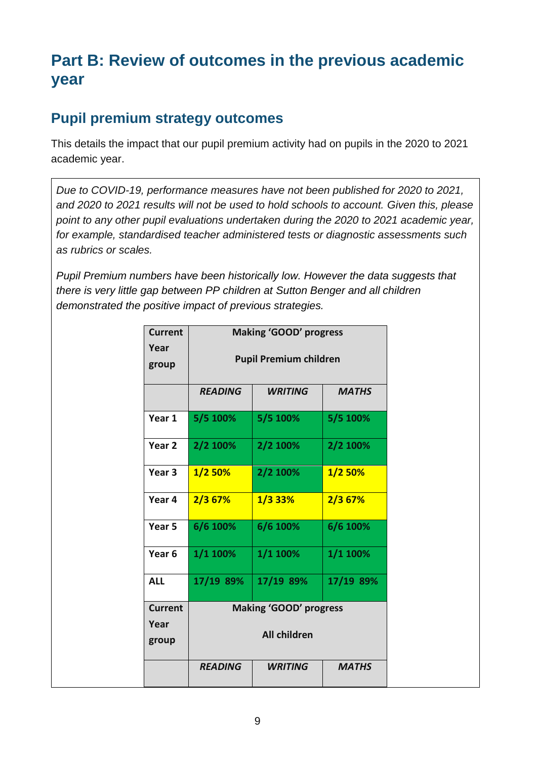# Part B: Review of outcomes in the previous academic year

## Pupil premium strategy outcomes

This details the impact that our pupil premium activity had on pupils in the 2020 to 2021 academic year.

*Due to COVID-19, performance measures have not been published for 2020 to 2021, and 2020 to 2021 results will not be used to hold schools to account. Given this, please point to any other pupil evaluations undertaken during the 2020 to 2021 academic year, for example, standardised teacher administered tests or diagnostic assessments such as rubrics or scales.*

*Pupil Premium numbers have been historically low. However the data suggests that there is very little gap between PP children at Sutton Benger and all children demonstrated the positive impact of previous strategies.*

| Current Year group | Making 'GOOD' progress Pupil Premium children | | |
|---|---|---|---|
| | ***READING*** | ***WRITING*** | ***MATHS*** |
| **Year 1** | **5/5 100%** | **5/5 100%** | **5/5 100%** |
| **Year 2** | **2/2 100%** | **2/2 100%** | **2/2 100%** |
| **Year 3** | **1/2 50%** | **2/2 100%** | **1/2 50%** |
| **Year 4** | **2/3 67%** | **1/3 33%** | **2/3 67%** |
| **Year 5** | **6/6 100%** | **6/6 100%** | **6/6 100%** |
| **Year 6** | **1/1 100%** | **1/1 100%** | **1/1 100%** |
| **ALL** | **17/19 89%** | **17/19 89%** | **17/19 89%** |
| **Current Year group** | **Making 'GOOD' progress All children** | | |
| | ***READING*** | ***WRITING*** | ***MATHS*** |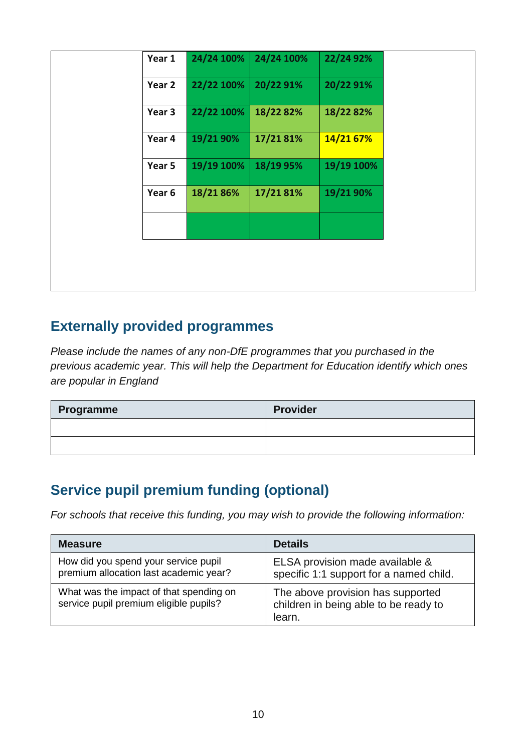| | | | |
|---|---|---|---|
| Year 1 | 24/24 100% | 24/24 100% | 22/24 92% |
| Year 2 | 22/22 100% | 20/22 91% | 20/22 91% |
| Year 3 | 22/22 100% | 18/22 82% | 18/22 82% |
| Year 4 | 19/21 90% | 17/21 81% | 14/21 67% |
| Year 5 | 19/19 100% | 18/19 95% | 19/19 100% |
| Year 6 | 18/21 86% | 17/21 81% | 19/21 90% |
| | | | |

## Externally provided programmes

*Please include the names of any non-DfE programmes that you purchased in the previous academic year. This will help the Department for Education identify which ones are popular in England*

| Programme | Provider |
|---|---|
| | |
| | |

## Service pupil premium funding (optional)

*For schools that receive this funding, you may wish to provide the following information:*

| Measure | Details |
|---|---|
| How did you spend your service pupil premium allocation last academic year? | ELSA provision made available & specific 1:1 support for a named child. |
| What was the impact of that spending on service pupil premium eligible pupils? | The above provision has supported children in being able to be ready to learn. |